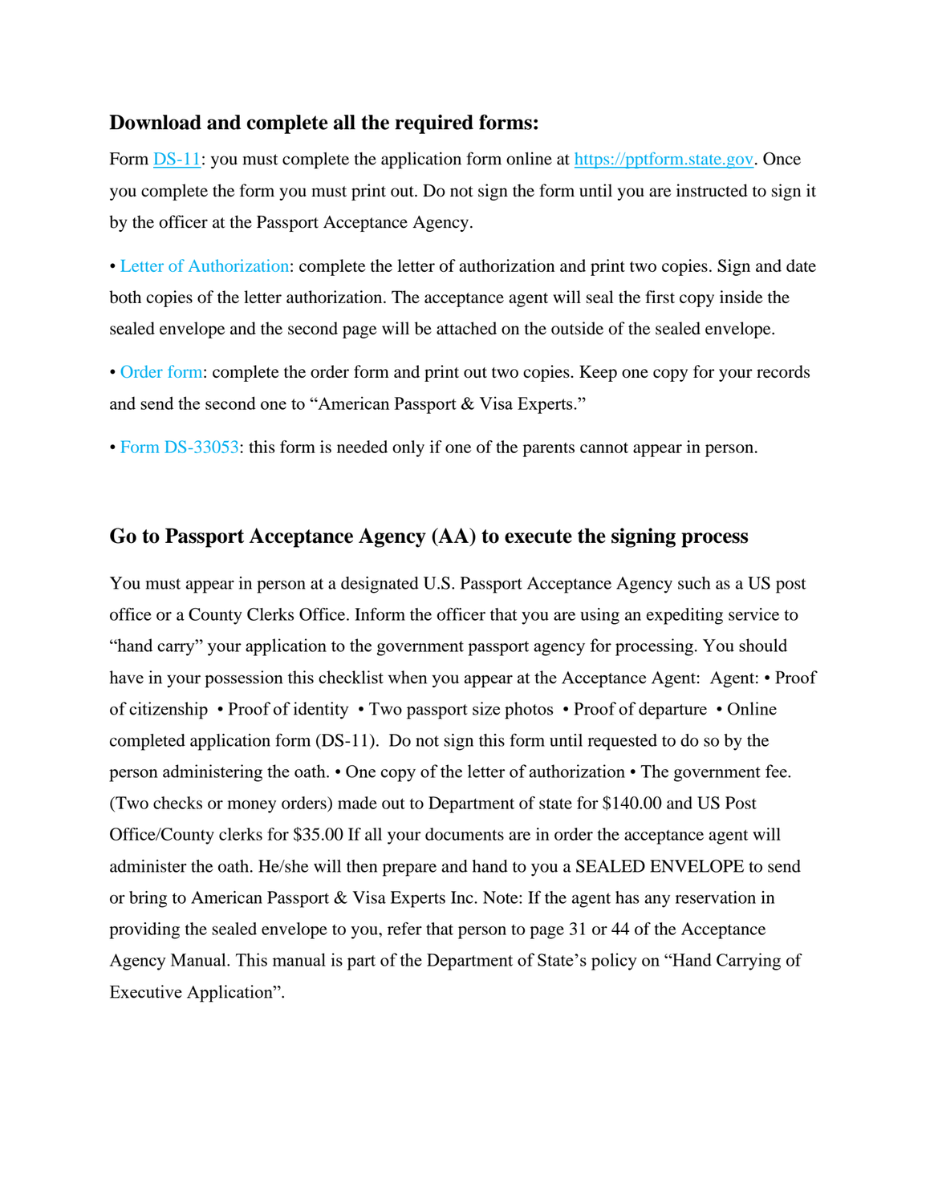## Download and complete all the required forms:

Form DS-11: you must complete the application form online at https://pptform.state.gov. Once you complete the form you must print out. Do not sign the form until you are instructed to sign it by the officer at the Passport Acceptance Agency.

• Letter of Authorization: complete the letter of authorization and print two copies. Sign and date both copies of the letter authorization. The acceptance agent will seal the first copy inside the sealed envelope and the second page will be attached on the outside of the sealed envelope.

• Order form: complete the order form and print out two copies. Keep one copy for your records and send the second one to "American Passport & Visa Experts."

• Form DS-33053: this form is needed only if one of the parents cannot appear in person.

## Go to Passport Acceptance Agency (AA) to execute the signing process

You must appear in person at a designated U.S. Passport Acceptance Agency such as a US post office or a County Clerks Office. Inform the officer that you are using an expediting service to "hand carry" your application to the government passport agency for processing. You should have in your possession this checklist when you appear at the Acceptance Agent: Agent: • Proof of citizenship • Proof of identity • Two passport size photos • Proof of departure • Online completed application form (DS-11). Do not sign this form until requested to do so by the person administering the oath. • One copy of the letter of authorization • The government fee. (Two checks or money orders) made out to Department of state for $140.00 and US Post Office/County clerks for $35.00 If all your documents are in order the acceptance agent will administer the oath. He/she will then prepare and hand to you a SEALED ENVELOPE to send or bring to American Passport & Visa Experts Inc. Note: If the agent has any reservation in providing the sealed envelope to you, refer that person to page 31 or 44 of the Acceptance Agency Manual. This manual is part of the Department of State's policy on "Hand Carrying of Executive Application".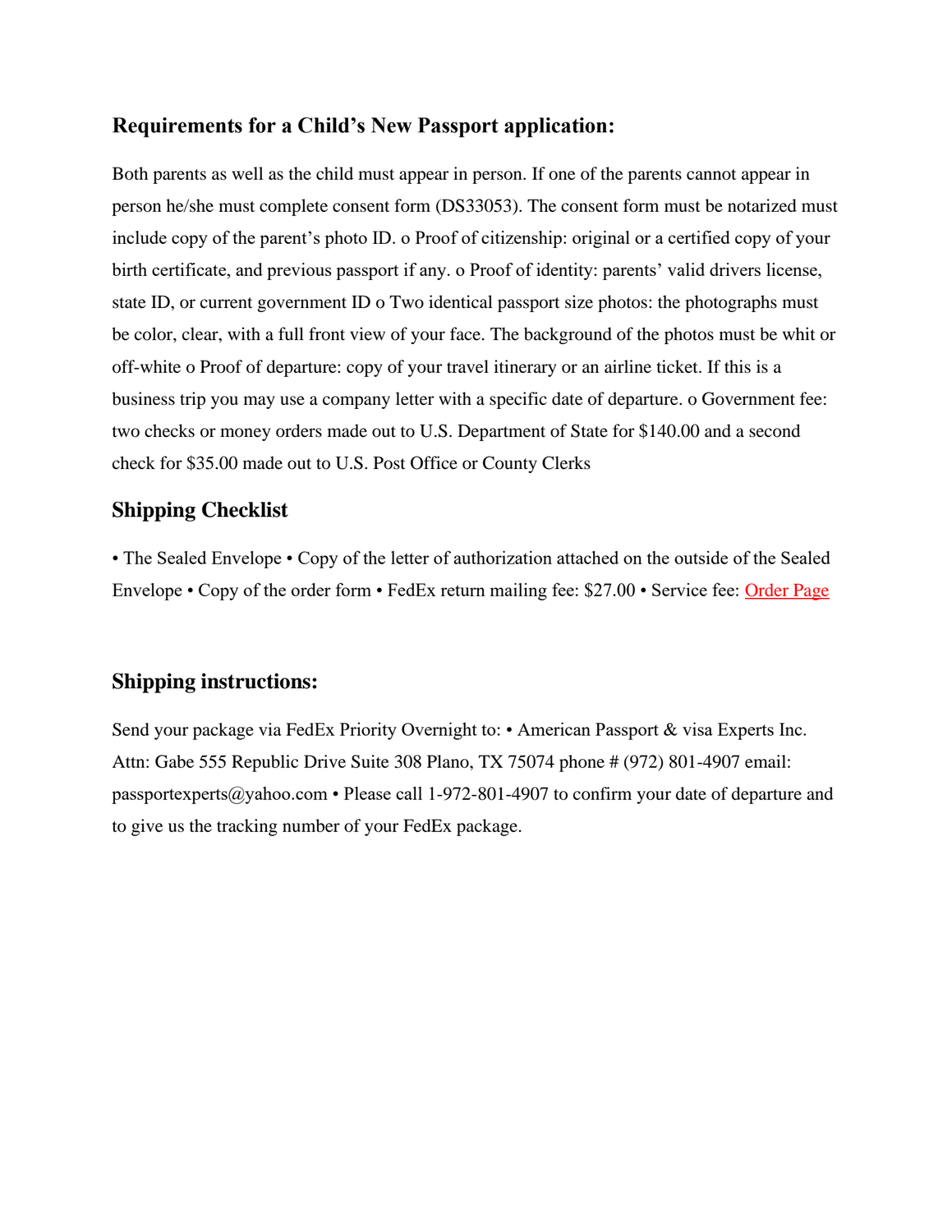## Requirements for a Child's New Passport application:

Both parents as well as the child must appear in person. If one of the parents cannot appear in person he/she must complete consent form (DS33053). The consent form must be notarized must include copy of the parent's photo ID. o Proof of citizenship: original or a certified copy of your birth certificate, and previous passport if any. o Proof of identity: parents' valid drivers license, state ID, or current government ID o Two identical passport size photos: the photographs must be color, clear, with a full front view of your face. The background of the photos must be whit or off-white o Proof of departure: copy of your travel itinerary or an airline ticket. If this is a business trip you may use a company letter with a specific date of departure. o Government fee: two checks or money orders made out to U.S. Department of State for $140.00 and a second check for $35.00 made out to U.S. Post Office or County Clerks

## Shipping Checklist

• The Sealed Envelope • Copy of the letter of authorization attached on the outside of the Sealed Envelope • Copy of the order form • FedEx return mailing fee: $27.00 • Service fee: Order Page

## Shipping instructions:

Send your package via FedEx Priority Overnight to: • American Passport & visa Experts Inc. Attn: Gabe 555 Republic Drive Suite 308 Plano, TX 75074 phone # (972) 801-4907 email: passportexperts@yahoo.com • Please call 1-972-801-4907 to confirm your date of departure and to give us the tracking number of your FedEx package.